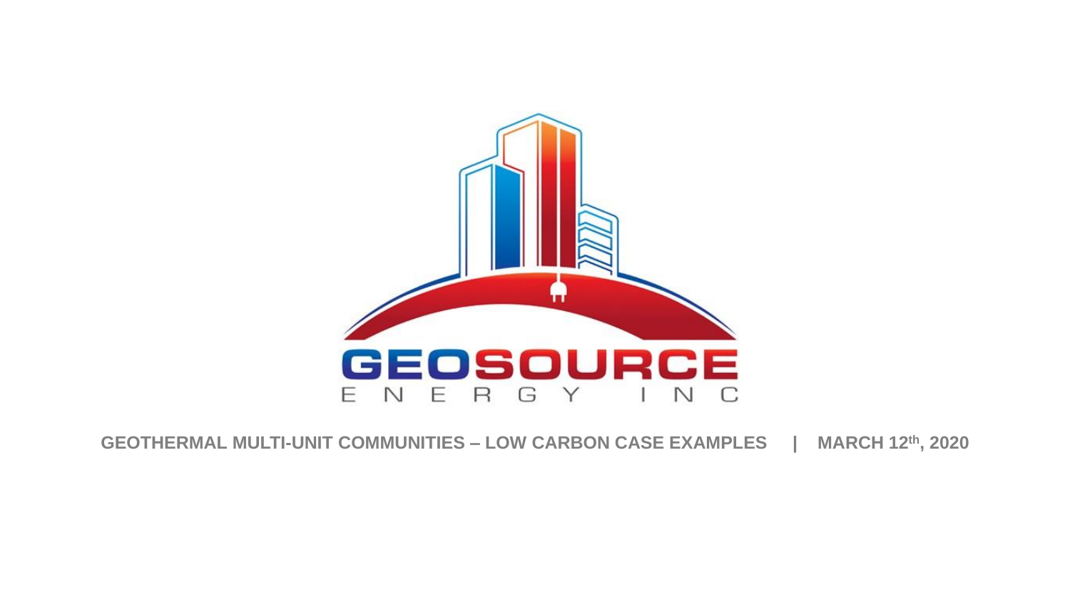GEOSOURCE

ENERGY INC

**GEOTHERMAL MULTI-UNIT COMMUNITIES – LOW CARBON CASE EXAMPLES | MARCH 12th, 2020**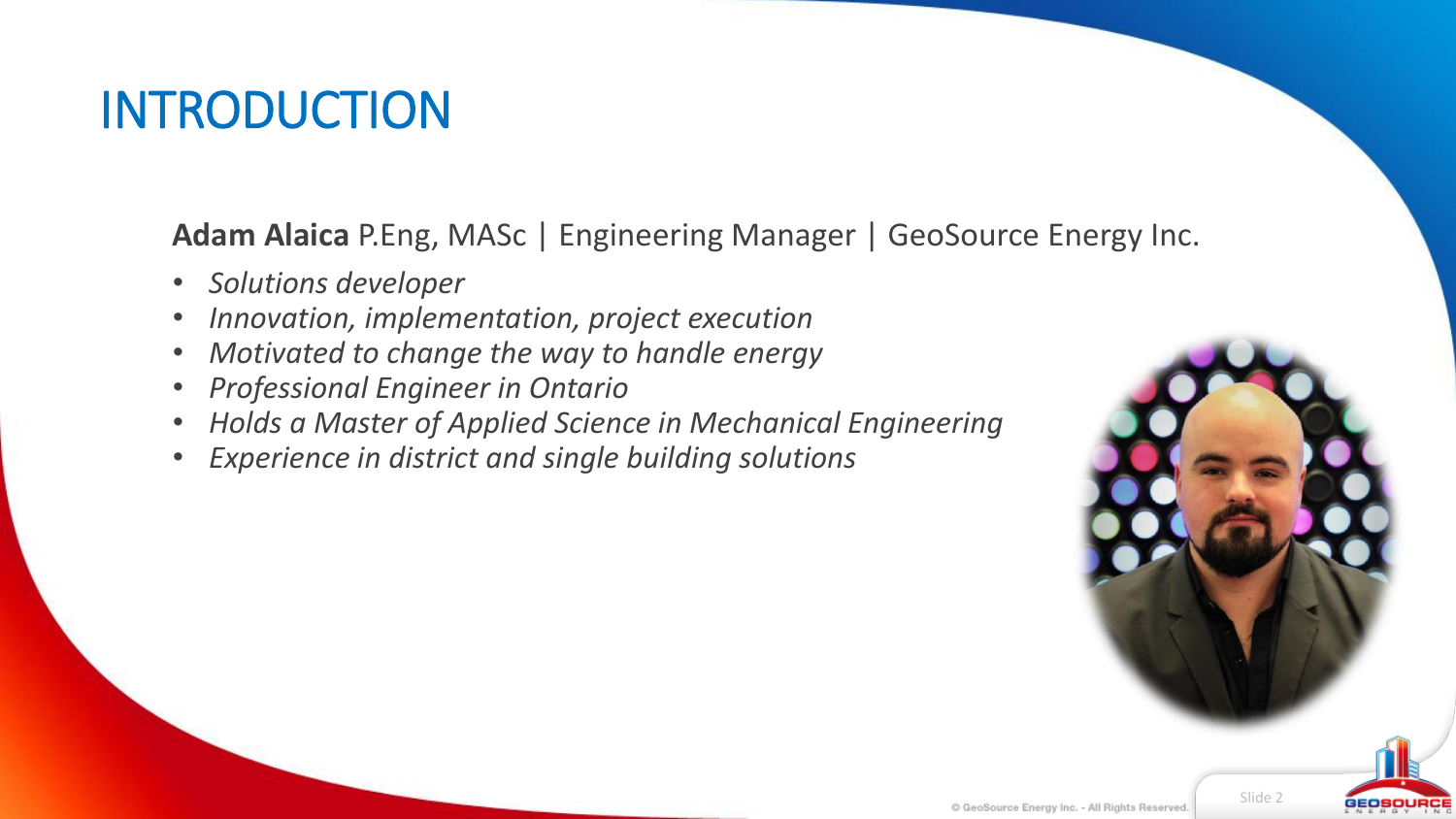# INTRODUCTION

**Adam Alaica** P.Eng, MASc | Engineering Manager | GeoSource Energy Inc.

- *Solutions developer*
- *Innovation, implementation, project execution*
- *Motivated to change the way to handle energy*
- *Professional Engineer in Ontario*
- *Holds a Master of Applied Science in Mechanical Engineering*
- *Experience in district and single building solutions*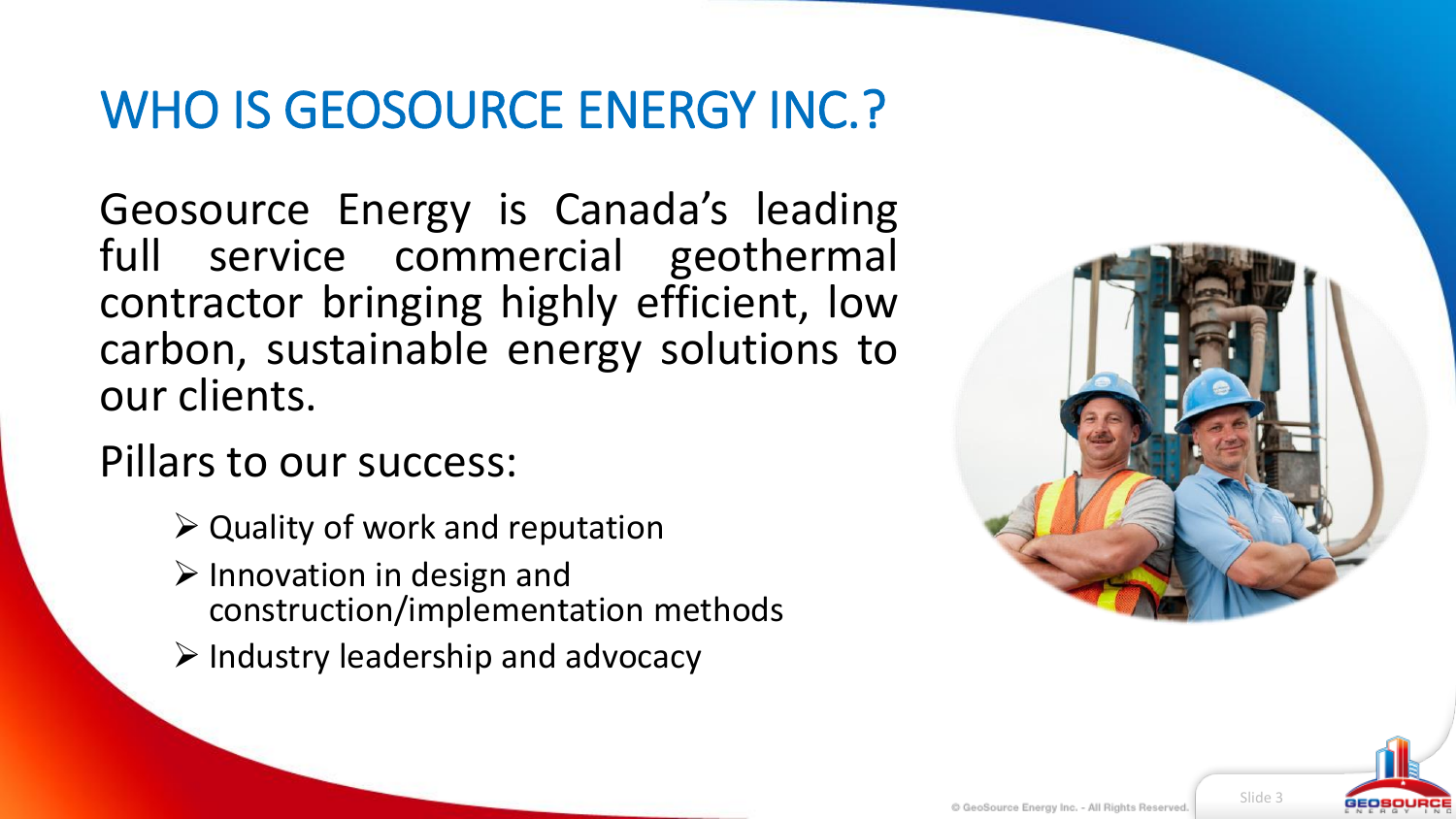# WHO IS GEOSOURCE ENERGY INC.?

Geosource Energy is Canada's leading full service commercial geothermal contractor bringing highly efficient, low carbon, sustainable energy solutions to our clients.

Pillars to our success:

- Quality of work and reputation
- Innovation in design and construction/implementation methods
- Industry leadership and advocacy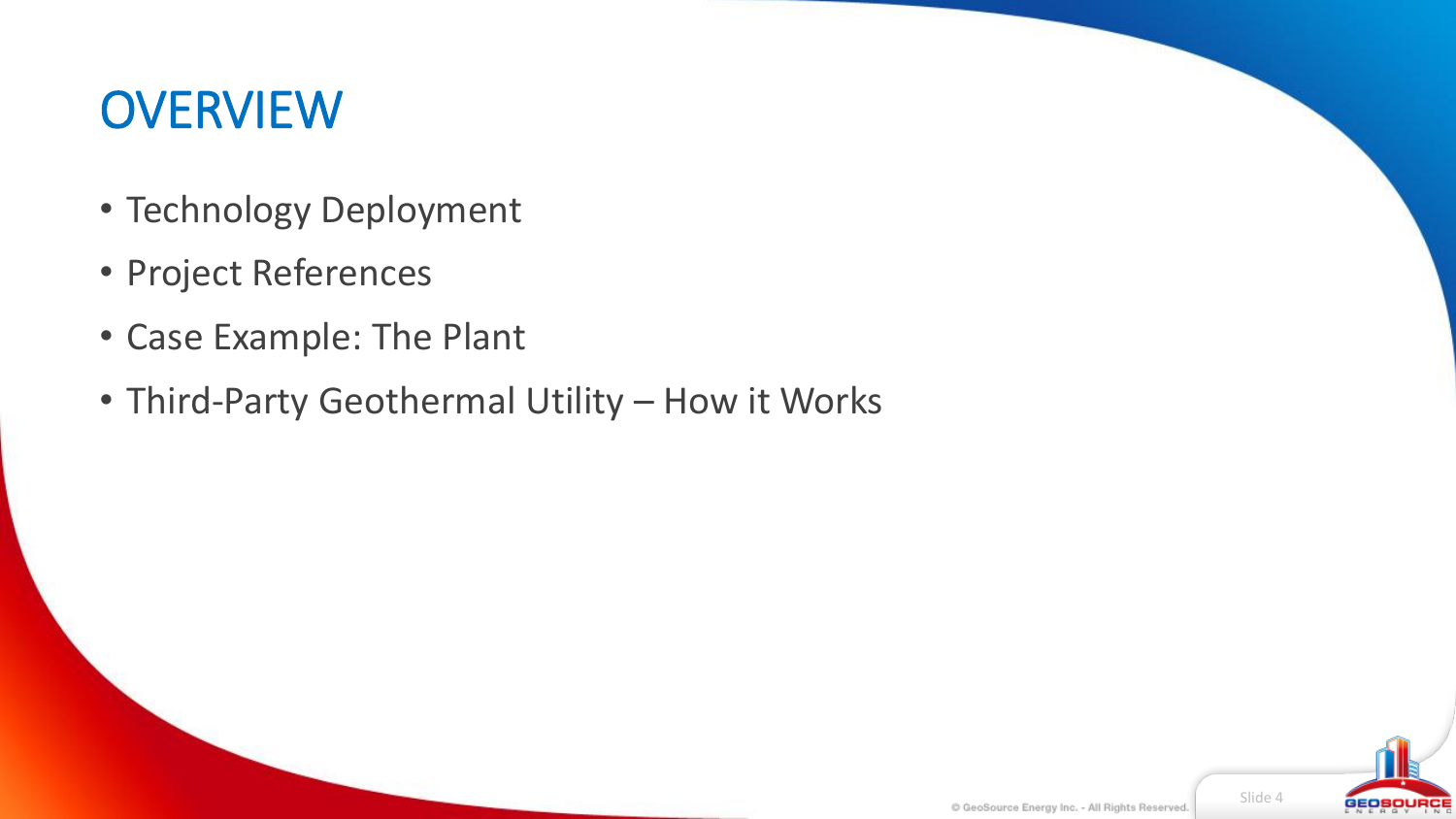# OVERVIEW

- Technology Deployment
- Project References
- Case Example: The Plant
- Third-Party Geothermal Utility – How it Works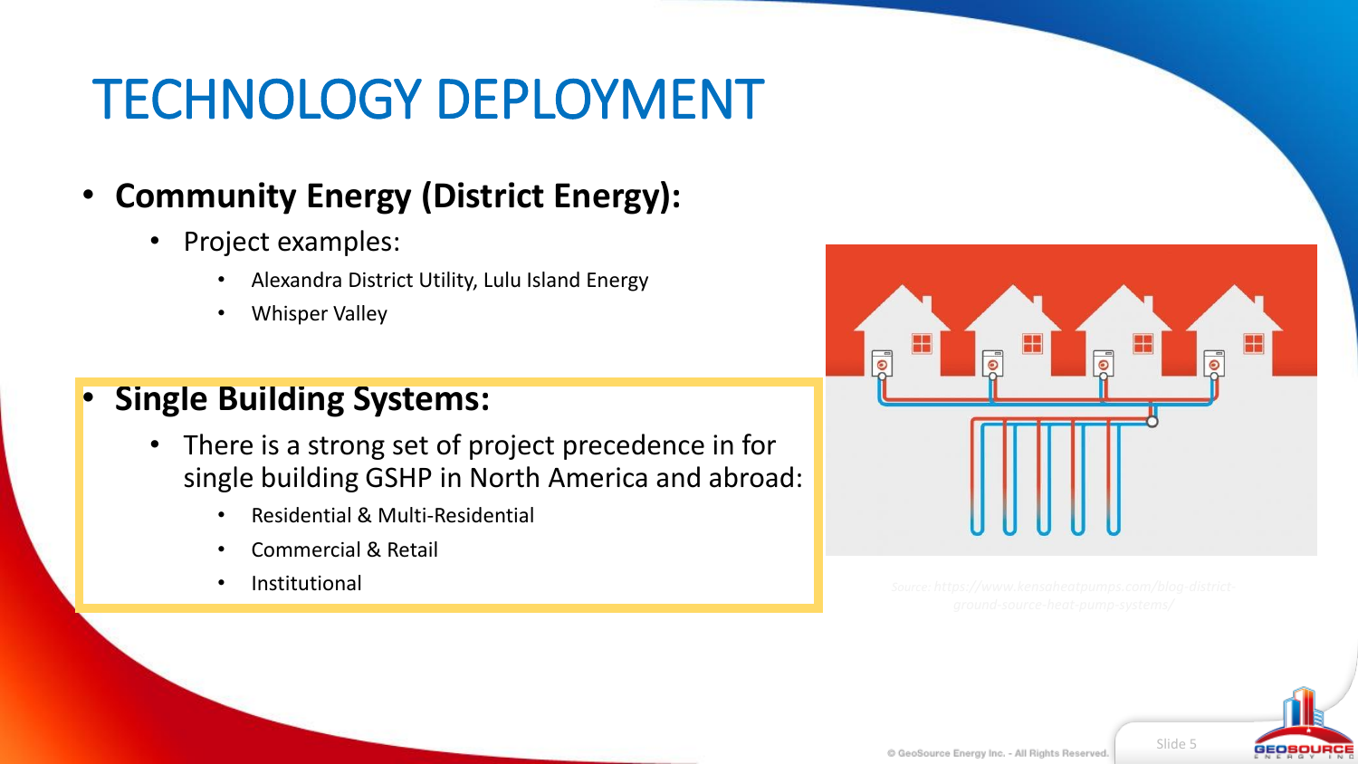# TECHNOLOGY DEPLOYMENT

- **Community Energy (District Energy):**
  - Project examples:
    - Alexandra District Utility, Lulu Island Energy
    - Whisper Valley
- **Single Building Systems:**
  - There is a strong set of project precedence in for single building GSHP in North America and abroad:
    - Residential & Multi-Residential
    - Commercial & Retail
    - Institutional

*Source: https://www.kensaheatpumps.com/blog-district-ground-source-heat-pump-systems/*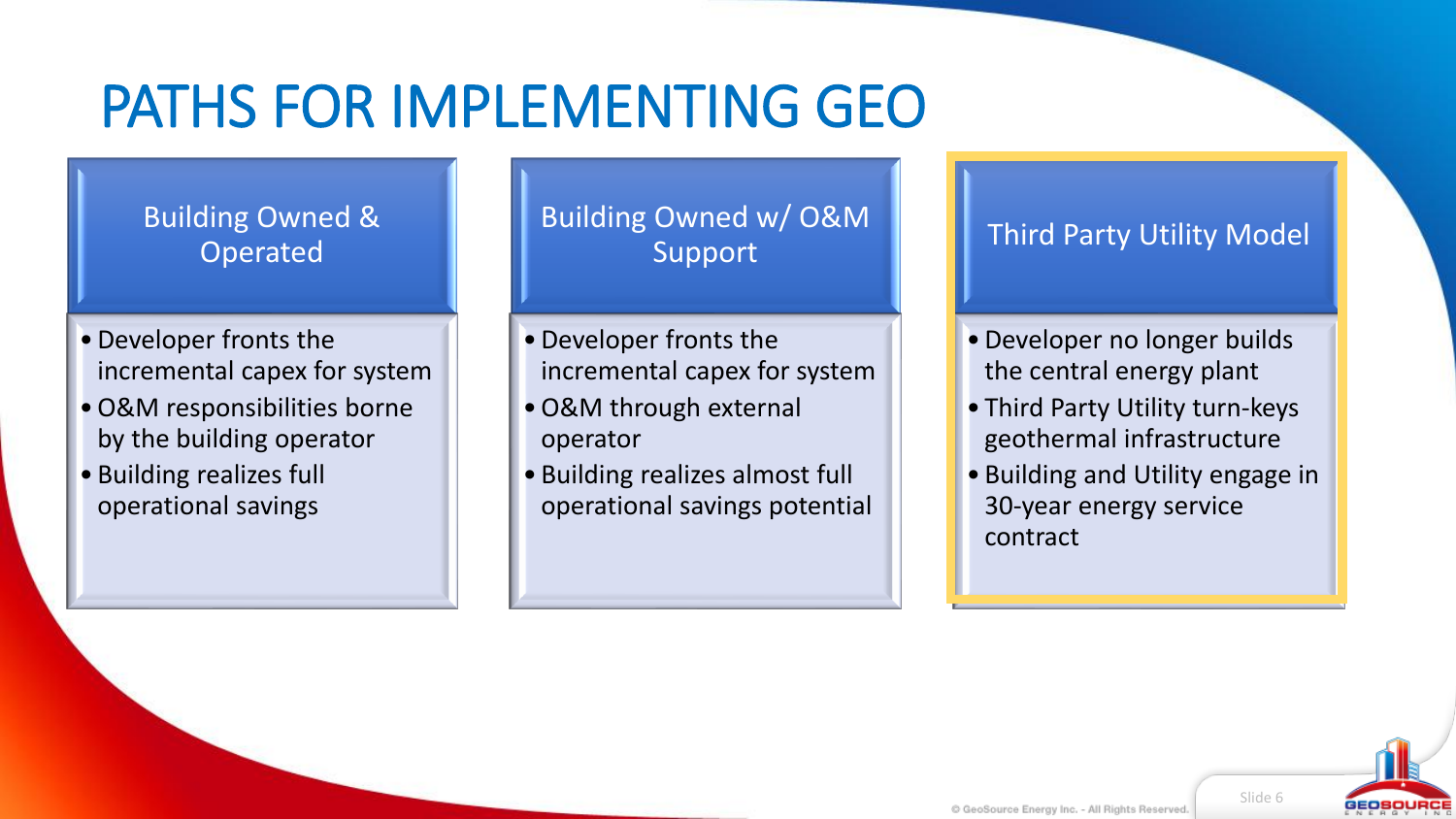# PATHS FOR IMPLEMENTING GEO

## Building Owned & Operated

- Developer fronts the incremental capex for system
- O&M responsibilities borne by the building operator
- Building realizes full operational savings

## Building Owned w/ O&M Support

- Developer fronts the incremental capex for system
- O&M through external operator
- Building realizes almost full operational savings potential

## Third Party Utility Model

- Developer no longer builds the central energy plant
- Third Party Utility turn-keys geothermal infrastructure
- Building and Utility engage in 30-year energy service contract

© GeoSource Energy Inc. - All Rights Reserved.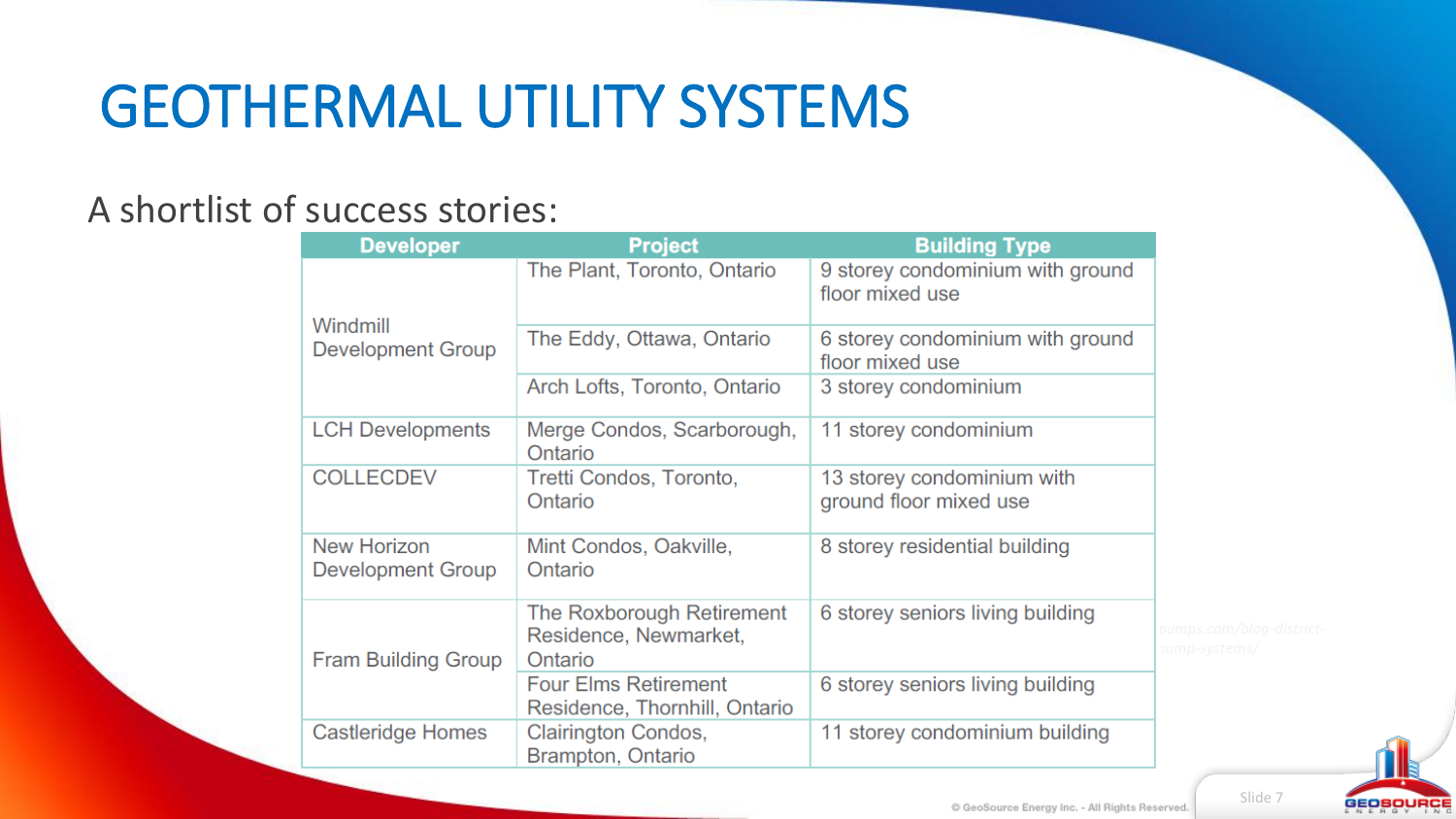# GEOTHERMAL UTILITY SYSTEMS

A shortlist of success stories:

| Developer | Project | Building Type |
|---|---|---|
| Windmill Development Group | The Plant, Toronto, Ontario | 9 storey condominium with ground floor mixed use |
| | The Eddy, Ottawa, Ontario | 6 storey condominium with ground floor mixed use |
| | Arch Lofts, Toronto, Ontario | 3 storey condominium |
| LCH Developments | Merge Condos, Scarborough, Ontario | 11 storey condominium |
| COLLECDEV | Tretti Condos, Toronto, Ontario | 13 storey condominium with ground floor mixed use |
| New Horizon Development Group | Mint Condos, Oakville, Ontario | 8 storey residential building |
| Fram Building Group | The Roxborough Retirement Residence, Newmarket, Ontario | 6 storey seniors living building |
| | Four Elms Retirement Residence, Thornhill, Ontario | 6 storey seniors living building |
| Castleridge Homes | Clairington Condos, Brampton, Ontario | 11 storey condominium building |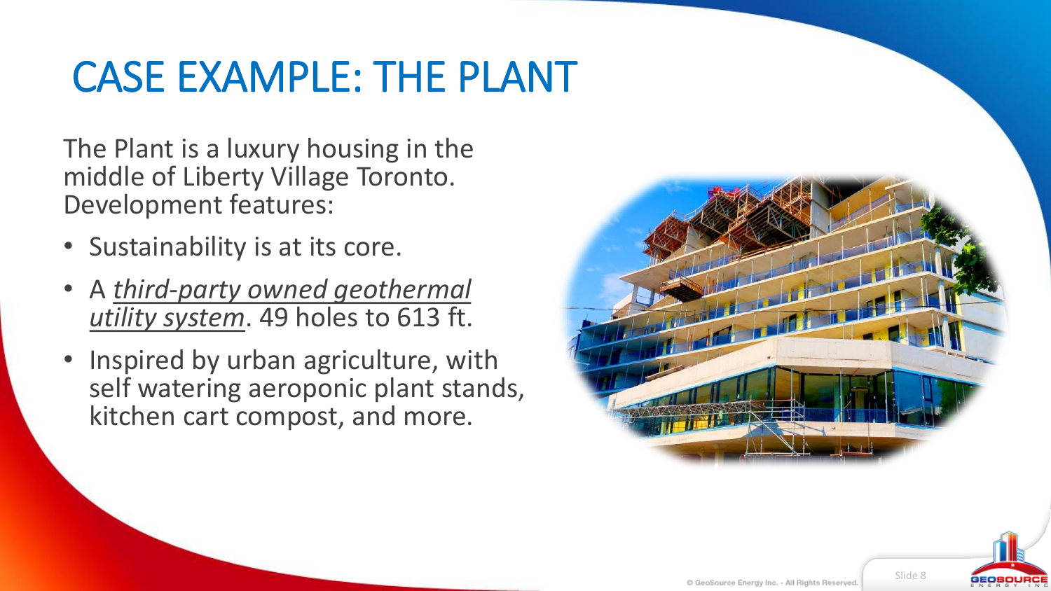# CASE EXAMPLE: THE PLANT

The Plant is a luxury housing in the middle of Liberty Village Toronto. Development features:

- Sustainability is at its core.
- A *third-party owned geothermal utility system*. 49 holes to 613 ft.
- Inspired by urban agriculture, with self watering aeroponic plant stands, kitchen cart compost, and more.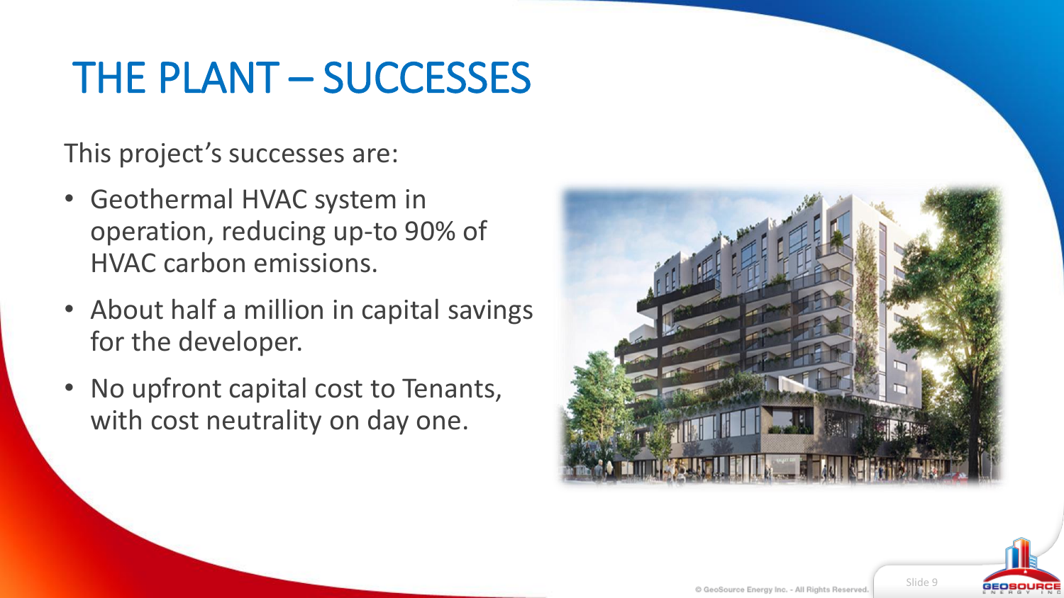# THE PLANT – SUCCESSES

This project's successes are:

- Geothermal HVAC system in operation, reducing up-to 90% of HVAC carbon emissions.
- About half a million in capital savings for the developer.
- No upfront capital cost to Tenants, with cost neutrality on day one.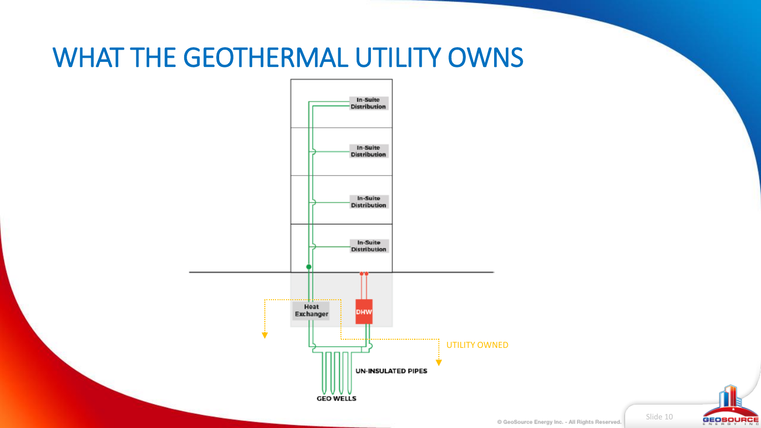# WHAT THE GEOTHERMAL UTILITY OWNS

In-Suite Distribution

In-Suite Distribution

In-Suite Distribution

In-Suite Distribution

Heat Exchanger

DHW

UTILITY OWNED

UN-INSULATED PIPES

GEO WELLS

© GeoSource Energy Inc. - All Rights Reserved.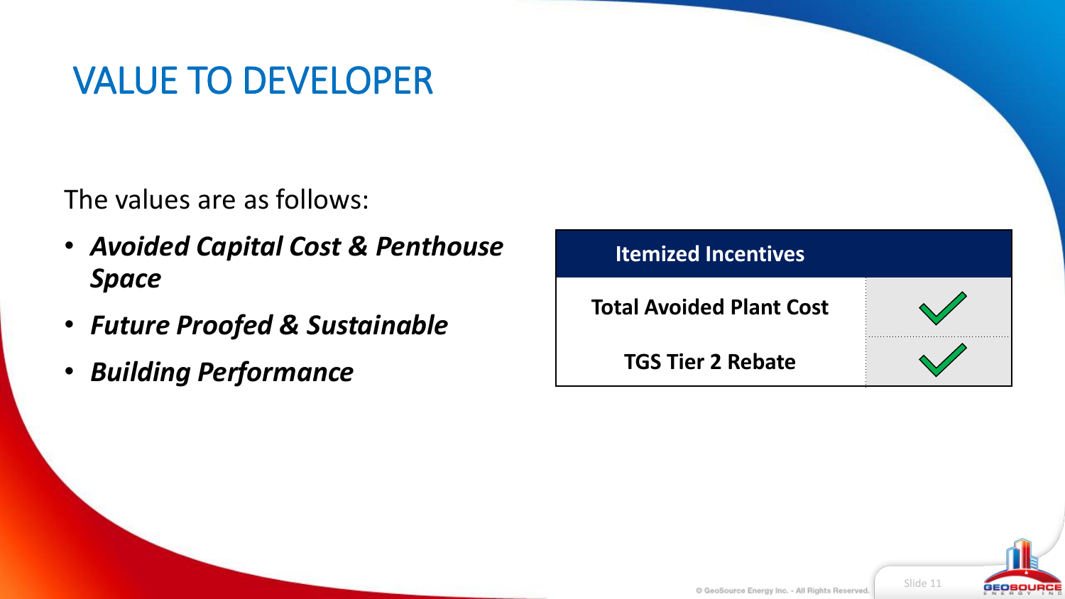# VALUE TO DEVELOPER

The values are as follows:

- ***Avoided Capital Cost & Penthouse Space***
- ***Future Proofed & Sustainable***
- ***Building Performance***

| Itemized Incentives | |
|---|---|
| **Total Avoided Plant Cost** | ✓ |
| **TGS Tier 2 Rebate** | ✓ |

© GeoSource Energy Inc. - All Rights Reserved.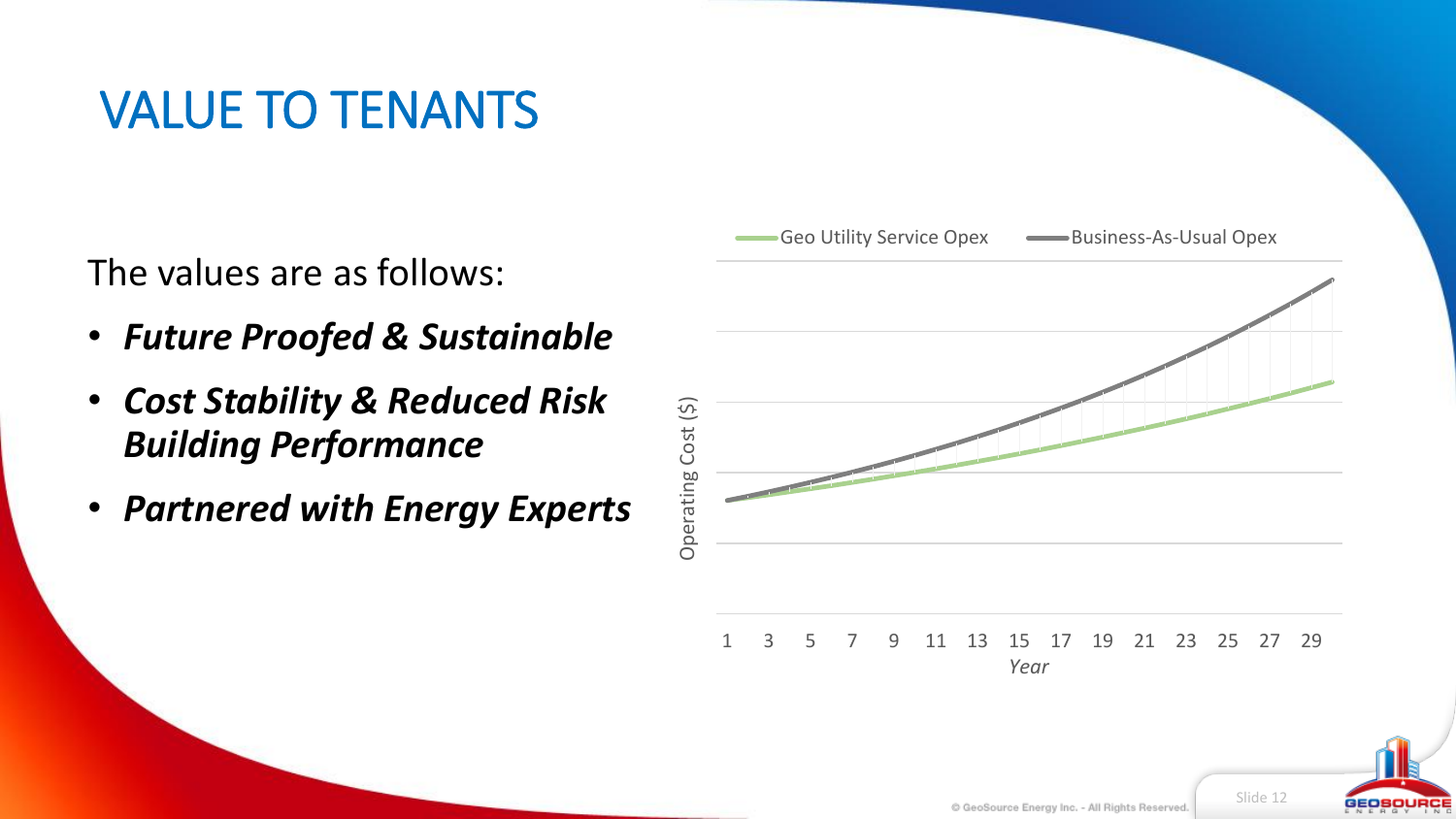# VALUE TO TENANTS

The values are as follows:

- ***Future Proofed & Sustainable***
- ***Cost Stability & Reduced Risk Building Performance***
- ***Partnered with Energy Experts***

Geo Utility Service Opex | Business-As-Usual Opex

Operating Cost ($)

1 3 5 7 9 11 13 15 17 19 21 23 25 27 29

*Year*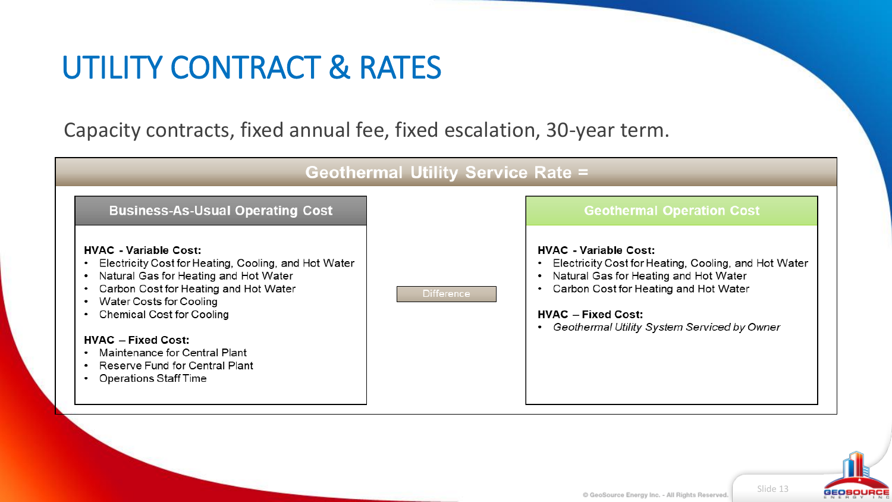# UTILITY CONTRACT & RATES

Capacity contracts, fixed annual fee, fixed escalation, 30-year term.

## Geothermal Utility Service Rate =

### Business-As-Usual Operating Cost

**HVAC - Variable Cost:**

- Electricity Cost for Heating, Cooling, and Hot Water
- Natural Gas for Heating and Hot Water
- Carbon Cost for Heating and Hot Water
- Water Costs for Cooling
- Chemical Cost for Cooling

**HVAC – Fixed Cost:**

- Maintenance for Central Plant
- Reserve Fund for Central Plant
- Operations Staff Time

Difference

### Geothermal Operation Cost

**HVAC - Variable Cost:**

- Electricity Cost for Heating, Cooling, and Hot Water
- Natural Gas for Heating and Hot Water
- Carbon Cost for Heating and Hot Water

**HVAC – Fixed Cost:**

- *Geothermal Utility System Serviced by Owner*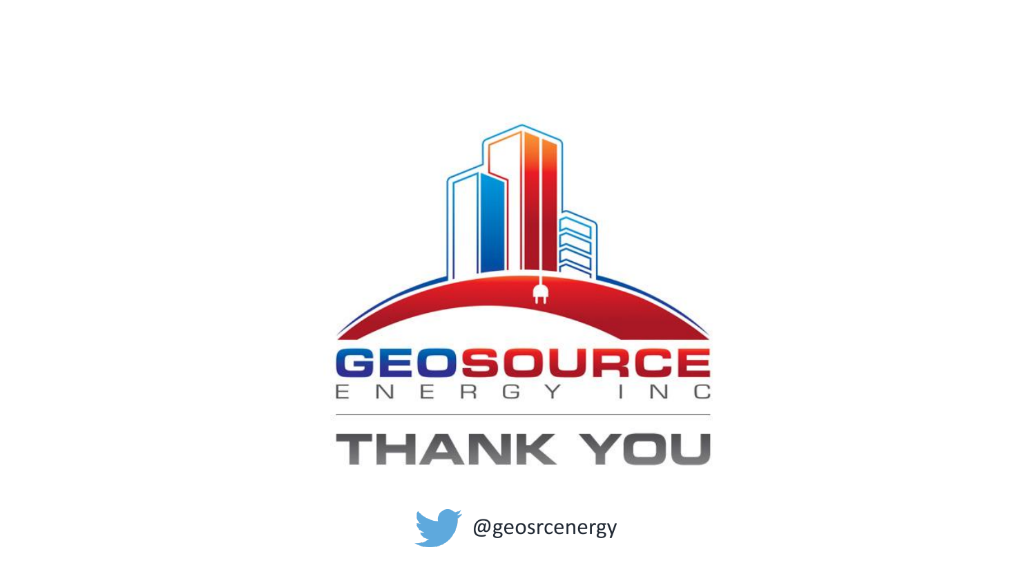GEOSOURCE

ENERGY INC

# THANK YOU

@geosrcenergy